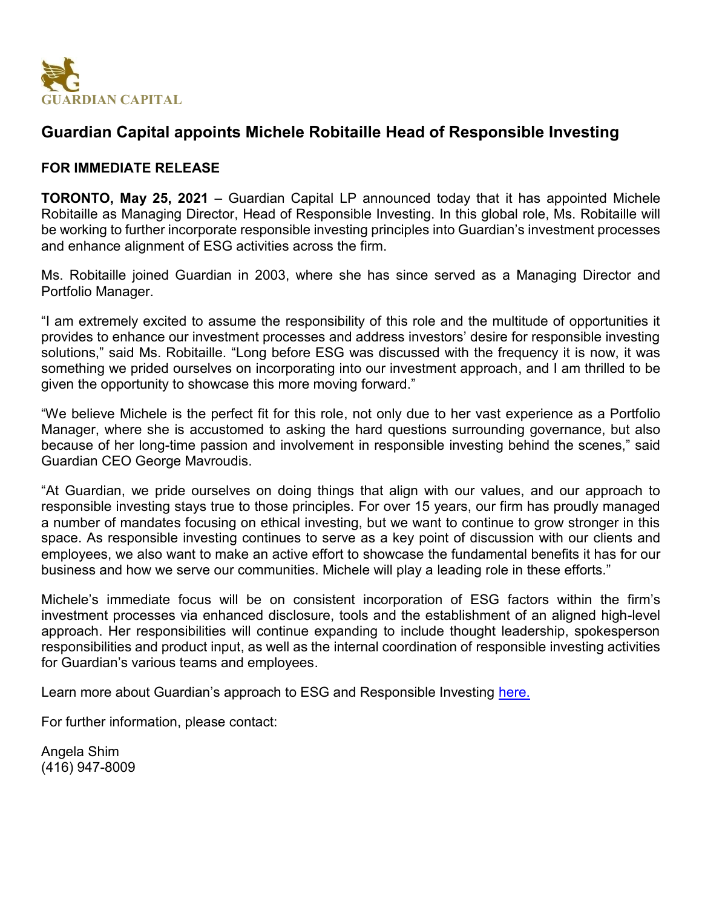GUARDIAN CAPITAL

# Guardian Capital appoints Michele Robitaille Head of Responsible Investing

**FOR IMMEDIATE RELEASE**

**TORONTO, May 25, 2021** – Guardian Capital LP announced today that it has appointed Michele Robitaille as Managing Director, Head of Responsible Investing. In this global role, Ms. Robitaille will be working to further incorporate responsible investing principles into Guardian's investment processes and enhance alignment of ESG activities across the firm.

Ms. Robitaille joined Guardian in 2003, where she has since served as a Managing Director and Portfolio Manager.

"I am extremely excited to assume the responsibility of this role and the multitude of opportunities it provides to enhance our investment processes and address investors' desire for responsible investing solutions," said Ms. Robitaille. "Long before ESG was discussed with the frequency it is now, it was something we prided ourselves on incorporating into our investment approach, and I am thrilled to be given the opportunity to showcase this more moving forward."

"We believe Michele is the perfect fit for this role, not only due to her vast experience as a Portfolio Manager, where she is accustomed to asking the hard questions surrounding governance, but also because of her long-time passion and involvement in responsible investing behind the scenes," said Guardian CEO George Mavroudis.

"At Guardian, we pride ourselves on doing things that align with our values, and our approach to responsible investing stays true to those principles. For over 15 years, our firm has proudly managed a number of mandates focusing on ethical investing, but we want to continue to grow stronger in this space. As responsible investing continues to serve as a key point of discussion with our clients and employees, we also want to make an active effort to showcase the fundamental benefits it has for our business and how we serve our communities. Michele will play a leading role in these efforts."

Michele's immediate focus will be on consistent incorporation of ESG factors within the firm's investment processes via enhanced disclosure, tools and the establishment of an aligned high-level approach. Her responsibilities will continue expanding to include thought leadership, spokesperson responsibilities and product input, as well as the internal coordination of responsible investing activities for Guardian's various teams and employees.

Learn more about Guardian's approach to ESG and Responsible Investing here.

For further information, please contact:

Angela Shim
(416) 947-8009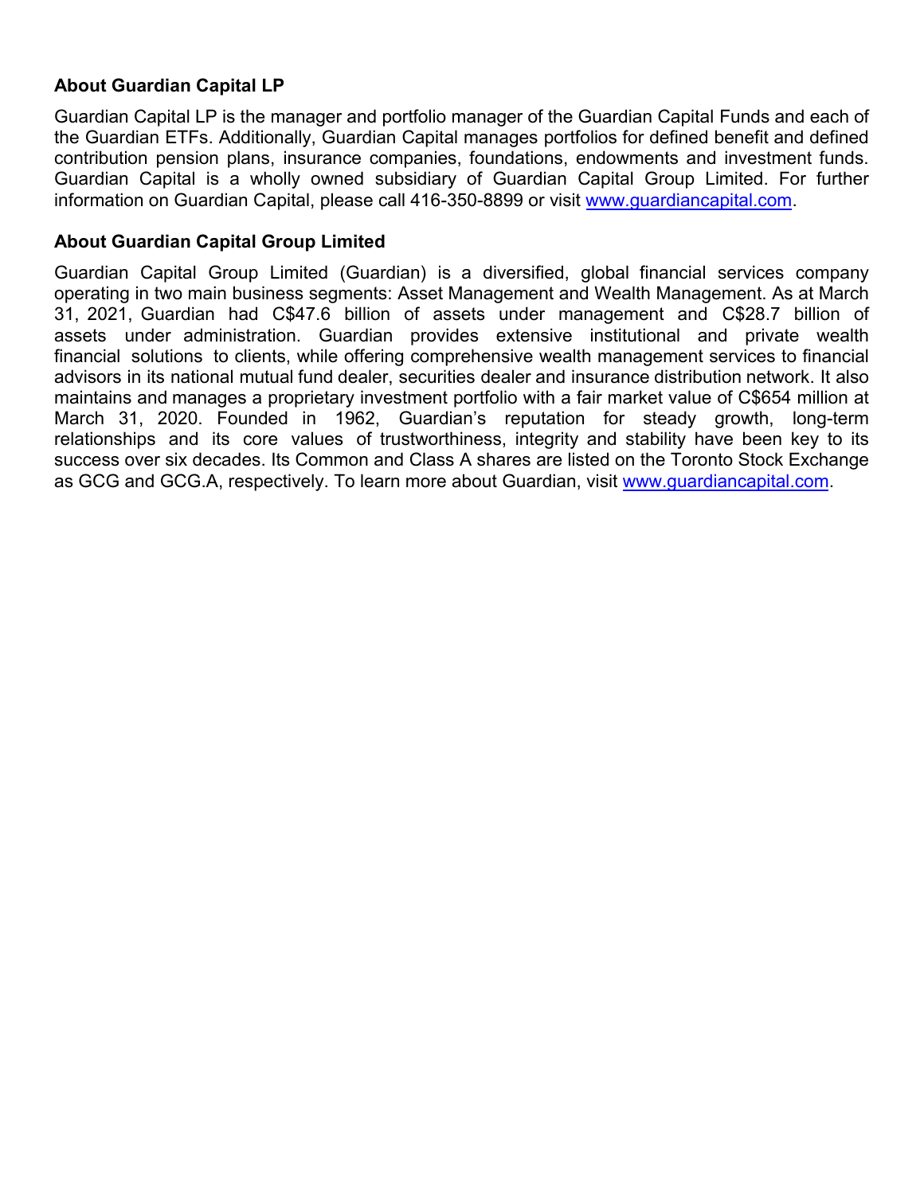**About Guardian Capital LP**

Guardian Capital LP is the manager and portfolio manager of the Guardian Capital Funds and each of the Guardian ETFs. Additionally, Guardian Capital manages portfolios for defined benefit and defined contribution pension plans, insurance companies, foundations, endowments and investment funds. Guardian Capital is a wholly owned subsidiary of Guardian Capital Group Limited. For further information on Guardian Capital, please call 416-350-8899 or visit www.guardiancapital.com.

**About Guardian Capital Group Limited**

Guardian Capital Group Limited (Guardian) is a diversified, global financial services company operating in two main business segments: Asset Management and Wealth Management. As at March 31, 2021, Guardian had C$47.6 billion of assets under management and C$28.7 billion of assets under administration. Guardian provides extensive institutional and private wealth financial solutions to clients, while offering comprehensive wealth management services to financial advisors in its national mutual fund dealer, securities dealer and insurance distribution network. It also maintains and manages a proprietary investment portfolio with a fair market value of C$654 million at March 31, 2020. Founded in 1962, Guardian's reputation for steady growth, long-term relationships and its core values of trustworthiness, integrity and stability have been key to its success over six decades. Its Common and Class A shares are listed on the Toronto Stock Exchange as GCG and GCG.A, respectively. To learn more about Guardian, visit www.guardiancapital.com.